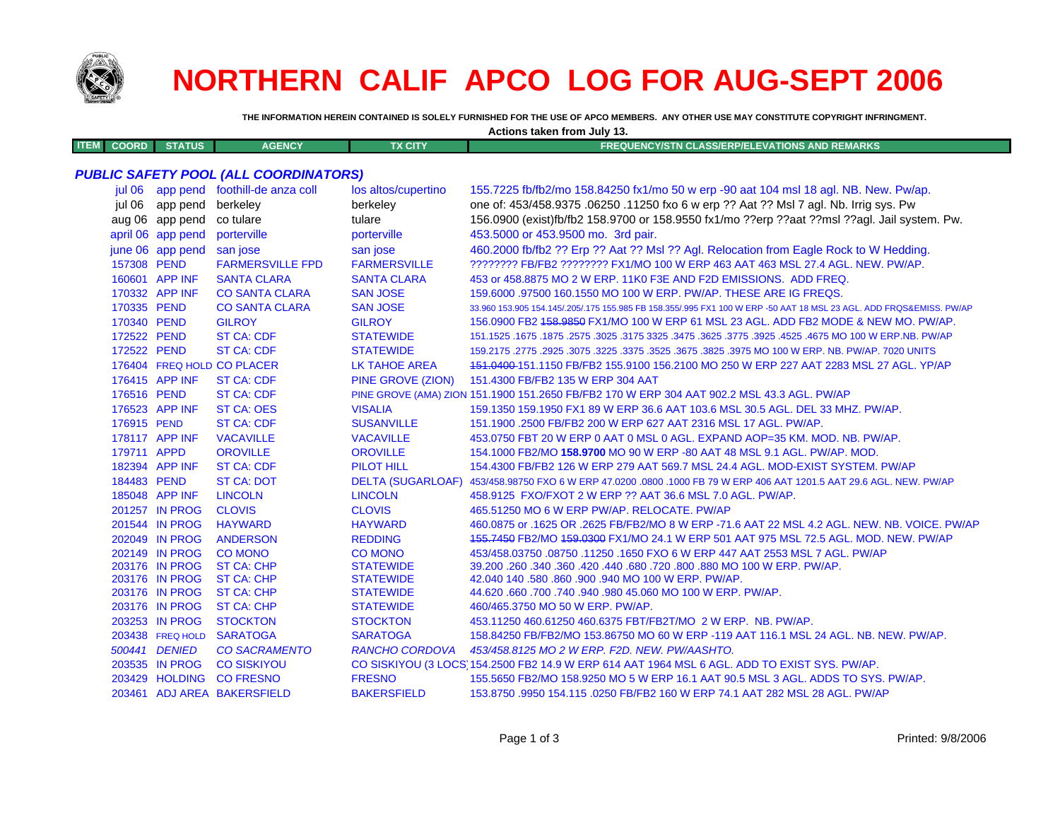# NORTHERN CALIF APCO LOG FOR AUG-SEPT 2006

**THE INFORMATION HEREIN CONTAINED IS SOLELY FURNISHED FOR THE USE OF APCO MEMBERS. ANY OTHER USE MAY CONSTITUTE COPYRIGHT INFRINGMENT.**

**Actions taken from July 13.**

### *PUBLIC SAFETY POOL (ALL COORDINATORS)*

| ITEM | COORD | STATUS | AGENCY | TX CITY | FREQUENCY/STN CLASS/ERP/ELEVATIONS AND REMARKS |
|---|---|---|---|---|---|
| | jul 06 | app pend | foothill-de anza coll | los altos/cupertino | 155.7225 fb/fb2/mo 158.84250 fx1/mo 50 w erp -90 aat 104 msl 18 agl. NB. New. Pw/ap. |
| | jul 06 | app pend | berkeley | berkeley | one of: 453/458.9375 .06250 .11250 fxo 6 w erp ?? Aat ?? Msl 7 agl. Nb. Irrig sys. Pw |
| | aug 06 | app pend | co tulare | tulare | 156.0900 (exist)fb/fb2 158.9700 or 158.9550 fx1/mo ??erp ??aat ??msl ??agl. Jail system. Pw. |
| | april 06 | app pend | porterville | porterville | 453.5000 or 453.9500 mo. 3rd pair. |
| | june 06 | app pend | san jose | san jose | 460.2000 fb/fb2 ?? Erp ?? Aat ?? Msl ?? Agl. Relocation from Eagle Rock to W Hedding. |
| | 157308 | PEND | FARMERSVILLE FPD | FARMERSVILLE | ???????? FB/FB2 ???????? FX1/MO 100 W ERP 463 AAT 463 MSL 27.4 AGL. NEW. PW/AP. |
| | 160601 | APP INF | SANTA CLARA | SANTA CLARA | 453 or 458.8875 MO 2 W ERP. 11K0 F3E AND F2D EMISSIONS. ADD FREQ. |
| | 170332 | APP INF | CO SANTA CLARA | SAN JOSE | 159.6000 .97500 160.1550 MO 100 W ERP. PW/AP. THESE ARE IG FREQS. |
| | 170335 | PEND | CO SANTA CLARA | SAN JOSE | 33.960 153.905 154.145/.205/.175 155.985 FB 158.355/.995 FX1 100 W ERP -50 AAT 18 MSL 23 AGL. ADD FRQS&EMISS. PW/AP |
| | 170340 | PEND | GILROY | GILROY | 156.0900 FB2 ~~158.9850~~ FX1/MO 100 W ERP 61 MSL 23 AGL. ADD FB2 MODE & NEW MO. PW/AP. |
| | 172522 | PEND | ST CA: CDF | STATEWIDE | 151.1525 .1675 .1875 .2575 .3025 .3175 3325 .3475 .3625 .3775 .3925 .4525 .4675 MO 100 W ERP.NB. PW/AP |
| | 172522 | PEND | ST CA: CDF | STATEWIDE | 159.2175 .2775 .2925 .3075 .3225 .3375 .3525 .3675 .3825 .3975 MO 100 W ERP. NB. PW/AP. 7020 UNITS |
| | 176404 | FREQ HOLD | CO PLACER | LK TAHOE AREA | ~~151.0400~~ 151.1150 FB/FB2 155.9100 156.2100 MO 250 W ERP 227 AAT 2283 MSL 27 AGL. YP/AP |
| | 176415 | APP INF | ST CA: CDF | PINE GROVE (ZION) | 151.4300 FB/FB2 135 W ERP 304 AAT |
| | 176516 | PEND | ST CA: CDF | PINE GROVE (AMA) ZION | 151.1900 151.2650 FB/FB2 170 W ERP 304 AAT 902.2 MSL 43.3 AGL. PW/AP |
| | 176523 | APP INF | ST CA: OES | VISALIA | 159.1350 159.1950 FX1 89 W ERP 36.6 AAT 103.6 MSL 30.5 AGL. DEL 33 MHZ. PW/AP. |
| | 176915 | PEND | ST CA: CDF | SUSANVILLE | 151.1900 .2500 FB/FB2 200 W ERP 627 AAT 2316 MSL 17 AGL. PW/AP. |
| | 178117 | APP INF | VACAVILLE | VACAVILLE | 453.0750 FBT 20 W ERP 0 AAT 0 MSL 0 AGL. EXPAND AOP=35 KM. MOD. NB. PW/AP. |
| | 179711 | APPD | OROVILLE | OROVILLE | 154.1000 FB2/MO **158.9700** MO 90 W ERP -80 AAT 48 MSL 9.1 AGL. PW/AP. MOD. |
| | 182394 | APP INF | ST CA: CDF | PILOT HILL | 154.4300 FB/FB2 126 W ERP 279 AAT 569.7 MSL 24.4 AGL. MOD-EXIST SYSTEM. PW/AP |
| | 184483 | PEND | ST CA: DOT | DELTA (SUGARLOAF) | 453/458.98750 FXO 6 W ERP 47.0200 .0800 .1000 FB 79 W ERP 406 AAT 1201.5 AAT 29.6 AGL. NEW. PW/AP |
| | 185048 | APP INF | LINCOLN | LINCOLN | 458.9125 FXO/FXOT 2 W ERP ?? AAT 36.6 MSL 7.0 AGL. PW/AP. |
| | 201257 | IN PROG | CLOVIS | CLOVIS | 465.51250 MO 6 W ERP PW/AP. RELOCATE. PW/AP |
| | 201544 | IN PROG | HAYWARD | HAYWARD | 460.0875 or .1625 OR .2625 FB/FB2/MO 8 W ERP -71.6 AAT 22 MSL 4.2 AGL. NEW. NB. VOICE. PW/AP |
| | 202049 | IN PROG | ANDERSON | REDDING | ~~155.7450~~ FB2/MO ~~159.0300~~ FX1/MO 24.1 W ERP 501 AAT 975 MSL 72.5 AGL. MOD. NEW. PW/AP |
| | 202149 | IN PROG | CO MONO | CO MONO | 453/458.03750 .08750 .11250 .1650 FXO 6 W ERP 447 AAT 2553 MSL 7 AGL. PW/AP |
| | 203176 | IN PROG | ST CA: CHP | STATEWIDE | 39.200 .260 .340 .360 .420 .440 .680 .720 .800 .880 MO 100 W ERP. PW/AP. |
| | 203176 | IN PROG | ST CA: CHP | STATEWIDE | 42.040 140 .580 .860 .900 .940 MO 100 W ERP. PW/AP. |
| | 203176 | IN PROG | ST CA: CHP | STATEWIDE | 44.620 .660 .700 .740 .940 .980 45.060 MO 100 W ERP. PW/AP. |
| | 203176 | IN PROG | ST CA: CHP | STATEWIDE | 460/465.3750 MO 50 W ERP. PW/AP. |
| | 203253 | IN PROG | STOCKTON | STOCKTON | 453.11250 460.61250 460.6375 FBT/FB2T/MO 2 W ERP. NB. PW/AP. |
| | 203438 | FREQ HOLD | SARATOGA | SARATOGA | 158.84250 FB/FB2/MO 153.86750 MO 60 W ERP -119 AAT 116.1 MSL 24 AGL. NB. NEW. PW/AP. |
| | *500441* | *DENIED* | *CO SACRAMENTO* | *RANCHO CORDOVA* | *453/458.8125 MO 2 W ERP. F2D. NEW. PW/AASHTO.* |
| | 203535 | IN PROG | CO SISKIYOU | CO SISKIYOU (3 LOCS) | 154.2500 FB2 14.9 W ERP 614 AAT 1964 MSL 6 AGL. ADD TO EXIST SYS. PW/AP. |
| | 203429 | HOLDING | CO FRESNO | FRESNO | 155.5650 FB2/MO 158.9250 MO 5 W ERP 16.1 AAT 90.5 MSL 3 AGL. ADDS TO SYS. PW/AP. |
| | 203461 | ADJ AREA | BAKERSFIELD | BAKERSFIELD | 153.8750 .9950 154.115 .0250 FB/FB2 160 W ERP 74.1 AAT 282 MSL 28 AGL. PW/AP |

Printed: 9/8/2006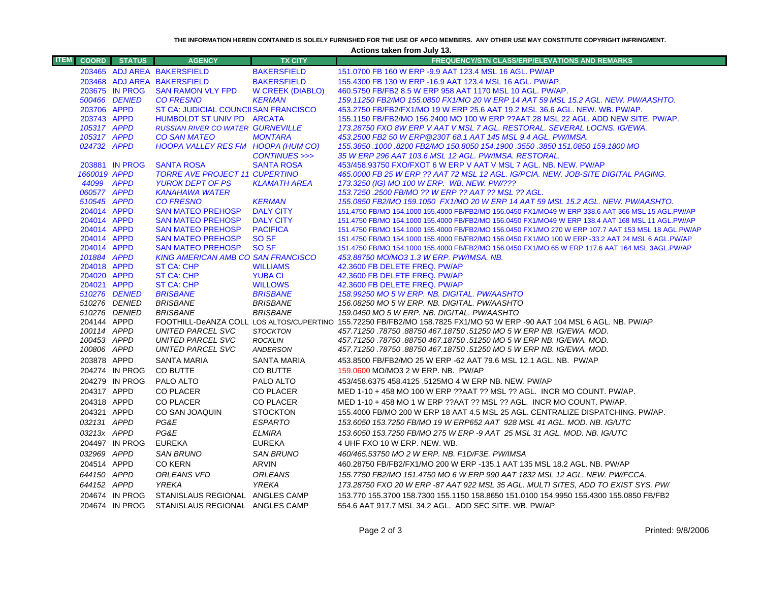THE INFORMATION HEREIN CONTAINED IS SOLELY FURNISHED FOR THE USE OF APCO MEMBERS. ANY OTHER USE MAY CONSTITUTE COPYRIGHT INFRINGMENT.

**Actions taken from July 13.**

| ITEM | COORD | STATUS | AGENCY | TX CITY | FREQUENCY/STN CLASS/ERP/ELEVATIONS AND REMARKS |
|---|---|---|---|---|---|
| | 203465 | ADJ AREA | BAKERSFIELD | BAKERSFIELD | 151.0700 FB 160 W ERP -9.9 AAT 123.4 MSL 16 AGL. PW/AP |
| | 203468 | ADJ AREA | BAKERSFIELD | BAKERSFIELD | 155.4300 FB 130 W ERP -16.9 AAT 123.4 MSL 16 AGL. PW/AP. |
| | 203675 | IN PROG | SAN RAMON VLY FPD | W CREEK (DIABLO) | 460.5750 FB/FB2 8.5 W ERP 958 AAT 1170 MSL 10 AGL. PW/AP. |
| | 500466 | DENIED | CO FRESNO | KERMAN | 159.11250 FB2/MO 155.0850 FX1/MO 20 W ERP 14 AAT 59 MSL 15.2 AGL. NEW. PW/AASHTO. |
| | 203706 | APPD | ST CA: JUDICIAL COUNCIL | SAN FRANCISCO | 453.2750 FB/FB2/FX1/MO 19 W ERP 25.6 AAT 19.2 MSL 36.6 AGL. NEW. WB. PW/AP. |
| | 203743 | APPD | HUMBOLDT ST UNIV PD | ARCATA | 155.1150 FB/FB2/MO 156.2400 MO 100 W ERP ??AAT 28 MSL 22 AGL. ADD NEW SITE. PW/AP. |
| | 105317 | APPD | RUSSIAN RIVER CO WATER | GURNEVILLE | 173.28750 FXO 8W ERP V AAT V MSL 7 AGL. RESTORAL. SEVERAL LOCNS. IG/EWA. |
| | 105317 | APPD | CO SAN MATEO | MONTARA | 453.2500 FB2 50 W ERP@230T 68.1 AAT 145 MSL 9.4 AGL. PW/IMSA. |
| | 024732 | APPD | HOOPA VALLEY RES FM | HOOPA (HUM CO) | 155.3850 .1000 .8200 FB2/MO 150.8050 154.1900 .3550 .3850 151.0850 159.1800 MO |
| | | | | CONTINUES >>> | 35 W ERP 296 AAT 103.6 MSL 12 AGL. PW/IMSA. RESTORAL. |
| | 203881 | IN PROG | SANTA ROSA | SANTA ROSA | 453/458.93750 FXO/FXOT 6 W ERP V AAT V MSL 7 AGL. NB. NEW. PW/AP |
| | 1660019 | APPD | TORRE AVE PROJECT 11 | CUPERTINO | 465.0000 FB 25 W ERP ?? AAT 72 MSL 12 AGL. IG/PCIA. NEW. JOB-SITE DIGITAL PAGING. |
| | 44099 | APPD | YUROK DEPT OF PS | KLAMATH AREA | 173.3250 (IG) MO 100 W ERP. WB. NEW. PW/??? |
| | 060577 | APPD | KANAHAWA WATER | | 153.7250 .2500 FB/MO ?? W ERP ?? AAT ?? MSL ?? AGL. |
| | 510545 | APPD | CO FRESNO | KERMAN | 155.0850 FB2/MO 159.1050 FX1/MO 20 W ERP 14 AAT 59 MSL 15.2 AGL. NEW. PW/AASHTO. |
| | 204014 | APPD | SAN MATEO PREHOSP | DALY CITY | 151.4750 FB/MO 154.1000 155.4000 FB/FB2/MO 156.0450 FX1/MO49 W ERP 338.6 AAT 366 MSL 15 AGL.PW/AP |
| | 204014 | APPD | SAN MATEO PREHOSP | DALY CITY | 151.4750 FB/MO 154.1000 155.4000 FB/FB2/MO 156.0450 FX1/MO49 W ERP 138.4 AAT 168 MSL 11 AGL.PW/AP |
| | 204014 | APPD | SAN MATEO PREHOSP | PACIFICA | 151.4750 FB/MO 154.1000 155.4000 FB/FB2/MO 156.0450 FX1/MO 270 W ERP 107.7 AAT 153 MSL 18 AGL.PW/AP |
| | 204014 | APPD | SAN MATEO PREHOSP | SO SF | 151.4750 FB/MO 154.1000 155.4000 FB/FB2/MO 156.0450 FX1/MO 100 W ERP -33.2 AAT 24 MSL 6 AGL.PW/AP |
| | 204014 | APPD | SAN MATEO PREHOSP | SO SF | 151.4750 FB/MO 154.1000 155.4000 FB/FB2/MO 156.0450 FX1/MO 65 W ERP 117.6 AAT 164 MSL 3AGL.PW/AP |
| | 101884 | APPD | KING AMERICAN AMB CO | SAN FRANCISCO | 453.88750 MO/MO3 1.3 W ERP. PW/IMSA. NB. |
| | 204018 | APPD | ST CA: CHP | WILLIAMS | 42.3600 FB DELETE FREQ. PW/AP |
| | 204020 | APPD | ST CA: CHP | YUBA CI | 42.3600 FB DELETE FREQ. PW/AP |
| | 204021 | APPD | ST CA: CHP | WILLOWS | 42.3600 FB DELETE FREQ. PW/AP |
| | 510276 | DENIED | BRISBANE | BRISBANE | 158.99250 MO 5 W ERP. NB. DIGITAL. PW/AASHTO |
| | 510276 | DENIED | BRISBANE | BRISBANE | 156.08250 MO 5 W ERP. NB. DIGITAL. PW/AASHTO |
| | 510276 | DENIED | BRISBANE | BRISBANE | 159.0450 MO 5 W ERP. NB. DIGITAL. PW/AASHTO |
| | 204144 | APPD | FOOTHILL-DeANZA COLL | LOS ALTOS/CUPERTINO | 155.72250 FB/FB2/MO 158.7825 FX1/MO 50 W ERP -90 AAT 104 MSL 6 AGL. NB. PW/AP |
| | 100114 | APPD | UNITED PARCEL SVC | STOCKTON | 457.71250 .78750 .88750 467.18750 .51250 MO 5 W ERP NB. IG/EWA. MOD. |
| | 100453 | APPD | UNITED PARCEL SVC | ROCKLIN | 457.71250 .78750 .88750 467.18750 .51250 MO 5 W ERP NB. IG/EWA. MOD. |
| | 100806 | APPD | UNITED PARCEL SVC | ANDERSON | 457.71250 .78750 .88750 467.18750 .51250 MO 5 W ERP NB. IG/EWA. MOD. |
| | 203878 | APPD | SANTA MARIA | SANTA MARIA | 453.8500 FB/FB2/MO 25 W ERP -62 AAT 79.6 MSL 12.1 AGL. NB. PW/AP |
| | 204274 | IN PROG | CO BUTTE | CO BUTTE | 159.0600 MO/MO3 2 W ERP. NB. PW/AP |
| | 204279 | IN PROG | PALO ALTO | PALO ALTO | 453/458.6375 458.4125 .5125MO 4 W ERP NB. NEW. PW/AP |
| | 204317 | APPD | CO PLACER | CO PLACER | MED 1-10 + 458 MO 100 W ERP ??AAT ?? MSL ?? AGL. INCR MO COUNT. PW/AP. |
| | 204318 | APPD | CO PLACER | CO PLACER | MED 1-10 + 458 MO 1 W ERP ??AAT ?? MSL ?? AGL. INCR MO COUNT. PW/AP. |
| | 204321 | APPD | CO SAN JOAQUIN | STOCKTON | 155.4000 FB/MO 200 W ERP 18 AAT 4.5 MSL 25 AGL. CENTRALIZE DISPATCHING. PW/AP. |
| | 032131 | APPD | PG&E | ESPARTO | 153.6050 153.7250 FB/MO 19 W ERP652 AAT 928 MSL 41 AGL. MOD. NB. IG/UTC |
| | 03213x | APPD | PG&E | ELMIRA | 153.6050 153.7250 FB/MO 275 W ERP -9 AAT 25 MSL 31 AGL. MOD. NB. IG/UTC |
| | 204497 | IN PROG | EUREKA | EUREKA | 4 UHF FXO 10 W ERP. NEW. WB. |
| | 032969 | APPD | SAN BRUNO | SAN BRUNO | 460/465.53750 MO 2 W ERP. NB. F1D/F3E. PW/IMSA |
| | 204514 | APPD | CO KERN | ARVIN | 460.28750 FB/FB2/FX1/MO 200 W ERP -135.1 AAT 135 MSL 18.2 AGL. NB. PW/AP |
| | 644150 | APPD | ORLEANS VFD | ORLEANS | 155.7750 FB2/MO 151.4750 MO 6 W ERP 990 AAT 1832 MSL 12 AGL. NEW. PW/FCCA. |
| | 644152 | APPD | YREKA | YREKA | 173.28750 FXO 20 W ERP -87 AAT 922 MSL 35 AGL. MULTI SITES, ADD TO EXIST SYS. PW/ |
| | 204674 | IN PROG | STANISLAUS REGIONAL | ANGLES CAMP | 153.770 155.3700 158.7300 155.1150 158.8650 151.0100 154.9950 155.4300 155.0850 FB/FB2 |
| | 204674 | IN PROG | STANISLAUS REGIONAL | ANGLES CAMP | 554.6 AAT 917.7 MSL 34.2 AGL. ADD SEC SITE. WB. PW/AP |

Printed: 9/8/2006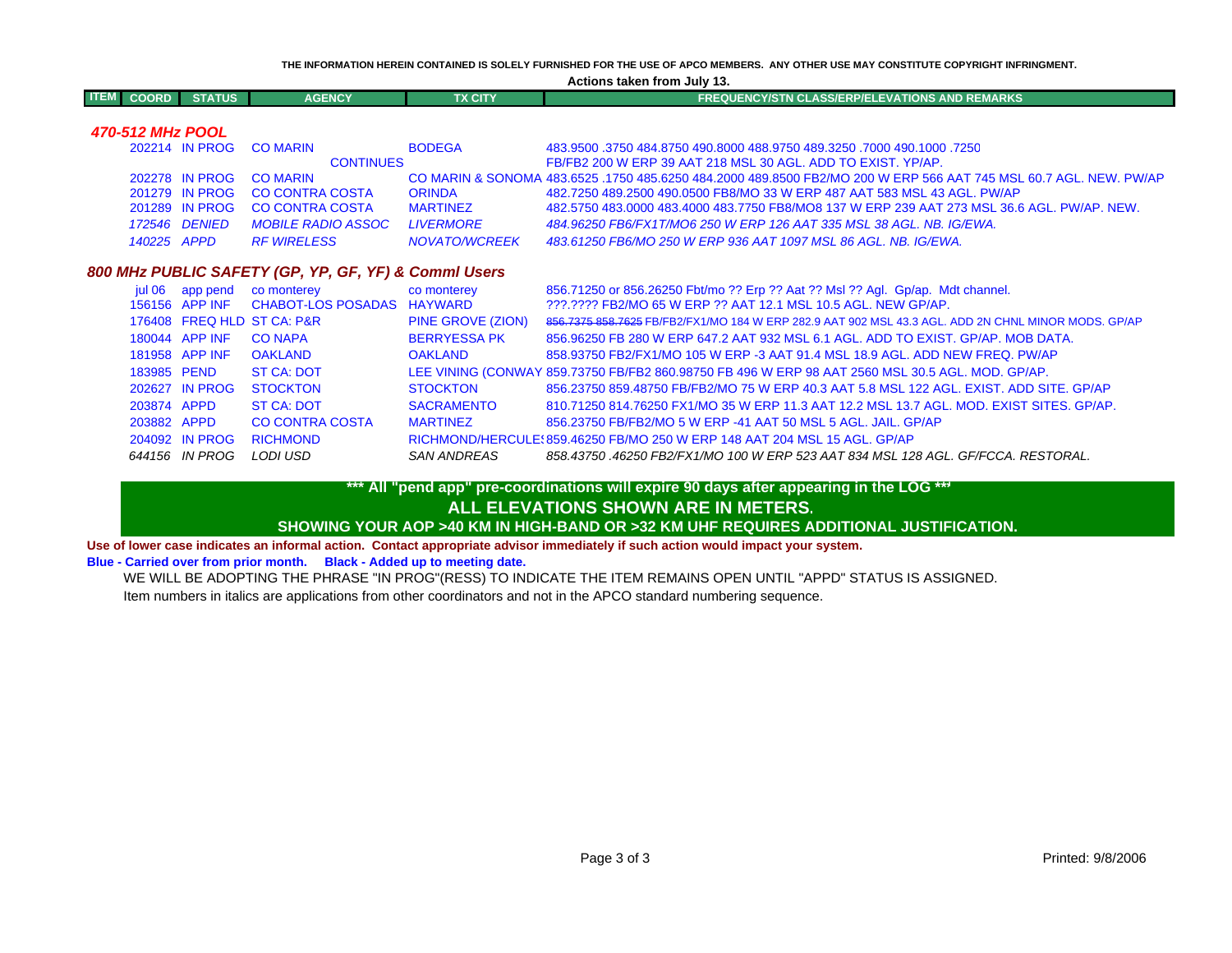THE INFORMATION HEREIN CONTAINED IS SOLELY FURNISHED FOR THE USE OF APCO MEMBERS. ANY OTHER USE MAY CONSTITUTE COPYRIGHT INFRINGMENT.

**Actions taken from July 13.**

| ITEM | COORD | STATUS | AGENCY | TX CITY | FREQUENCY/STN CLASS/ERP/ELEVATIONS AND REMARKS |
|---|---|---|---|---|---|

### *470-512 MHz POOL*

| ITEM | COORD | STATUS | AGENCY | TX CITY | FREQUENCY/STN CLASS/ERP/ELEVATIONS AND REMARKS |
|---|---|---|---|---|---|
| | 202214 | IN PROG | CO MARIN | BODEGA | 483.9500 .3750 484.8750 490.8000 488.9750 489.3250 .7000 490.1000 .7250 |
| | | | CONTINUES | | FB/FB2 200 W ERP 39 AAT 218 MSL 30 AGL. ADD TO EXIST. YP/AP. |
| | 202278 | IN PROG | CO MARIN | CO MARIN & SONOMA | 483.6525 .1750 485.6250 484.2000 489.8500 FB2/MO 200 W ERP 566 AAT 745 MSL 60.7 AGL. NEW. PW/AP |
| | 201279 | IN PROG | CO CONTRA COSTA | ORINDA | 482.7250 489.2500 490.0500 FB8/MO 33 W ERP 487 AAT 583 MSL 43 AGL. PW/AP |
| | 201289 | IN PROG | CO CONTRA COSTA | MARTINEZ | 482.5750 483.0000 483.4000 483.7750 FB8/MO8 137 W ERP 239 AAT 273 MSL 36.6 AGL. PW/AP. NEW. |
| | *172546* | *DENIED* | *MOBILE RADIO ASSOC* | *LIVERMORE* | *484.96250 FB6/FX1T/MO6 250 W ERP 126 AAT 335 MSL 38 AGL. NB. IG/EWA.* |
| | *140225* | *APPD* | *RF WIRELESS* | *NOVATO/WCREEK* | *483.61250 FB6/MO 250 W ERP 936 AAT 1097 MSL 86 AGL. NB. IG/EWA.* |

### *800 MHz PUBLIC SAFETY (GP, YP, GF, YF) & Comml Users*

| ITEM | COORD | STATUS | AGENCY | TX CITY | FREQUENCY/STN CLASS/ERP/ELEVATIONS AND REMARKS |
|---|---|---|---|---|---|
| | jul 06 | app pend | co monterey | co monterey | 856.71250 or 856.26250 Fbt/mo ?? Erp ?? Aat ?? Msl ?? Agl. Gp/ap. Mdt channel. |
| | 156156 | APP INF | CHABOT-LOS POSADAS | HAYWARD | ???.???? FB2/MO 65 W ERP ?? AAT 12.1 MSL 10.5 AGL. NEW GP/AP. |
| | 176408 | FREQ HLD | ST CA: P&R | PINE GROVE (ZION) | ~~856.7375 858.7625~~ FB/FB2/FX1/MO 184 W ERP 282.9 AAT 902 MSL 43.3 AGL. ADD 2N CHNL MINOR MODS. GP/AP |
| | 180044 | APP INF | CO NAPA | BERRYESSA PK | 856.96250 FB 280 W ERP 647.2 AAT 932 MSL 6.1 AGL. ADD TO EXIST. GP/AP. MOB DATA. |
| | 181958 | APP INF | OAKLAND | OAKLAND | 858.93750 FB2/FX1/MO 105 W ERP -3 AAT 91.4 MSL 18.9 AGL. ADD NEW FREQ. PW/AP |
| | 183985 | PEND | ST CA: DOT | LEE VINING (CONWAY | 859.73750 FB/FB2 860.98750 FB 496 W ERP 98 AAT 2560 MSL 30.5 AGL. MOD. GP/AP. |
| | 202627 | IN PROG | STOCKTON | STOCKTON | 856.23750 859.48750 FB/FB2/MO 75 W ERP 40.3 AAT 5.8 MSL 122 AGL. EXIST. ADD SITE. GP/AP |
| | 203874 | APPD | ST CA: DOT | SACRAMENTO | 810.71250 814.76250 FX1/MO 35 W ERP 11.3 AAT 12.2 MSL 13.7 AGL. MOD. EXIST SITES. GP/AP. |
| | 203882 | APPD | CO CONTRA COSTA | MARTINEZ | 856.23750 FB/FB2/MO 5 W ERP -41 AAT 50 MSL 5 AGL. JAIL. GP/AP |
| | 204092 | IN PROG | RICHMOND | RICHMOND/HERCULES | 859.46250 FB/MO 250 W ERP 148 AAT 204 MSL 15 AGL. GP/AP |
| | *644156* | *IN PROG* | *LODI USD* | *SAN ANDREAS* | *858.43750 .46250 FB2/FX1/MO 100 W ERP 523 AAT 834 MSL 128 AGL. GF/FCCA. RESTORAL.* |

**\*\*\* All "pend app" pre-coordinations will expire 90 days after appearing in the LOG \*\*\***

**ALL ELEVATIONS SHOWN ARE IN METERS.**

**SHOWING YOUR AOP >40 KM IN HIGH-BAND OR >32 KM UHF REQUIRES ADDITIONAL JUSTIFICATION.**

**Use of lower case indicates an informal action. Contact appropriate advisor immediately if such action would impact your system.**

**Blue - Carried over from prior month. Black - Added up to meeting date.**

WE WILL BE ADOPTING THE PHRASE "IN PROG"(RESS) TO INDICATE THE ITEM REMAINS OPEN UNTIL "APPD" STATUS IS ASSIGNED.

Item numbers in italics are applications from other coordinators and not in the APCO standard numbering sequence.

Printed: 9/8/2006